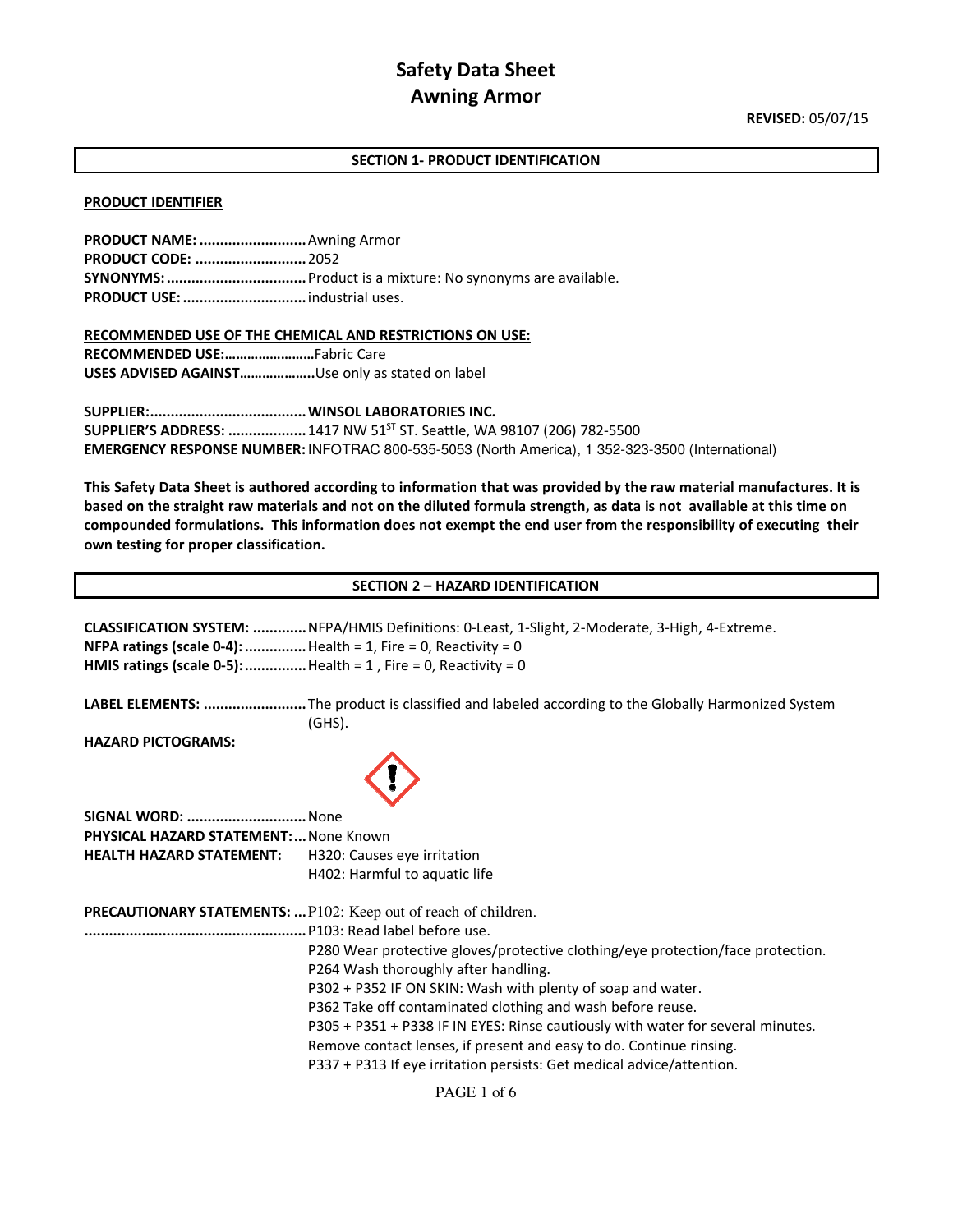# Safety Data Sheet
# Awning Armor

**REVISED:** 05/07/15

## SECTION 1- PRODUCT IDENTIFICATION

**PRODUCT IDENTIFIER**

**PRODUCT NAME:** .......................... Awning Armor
**PRODUCT CODE:** ........................... 2052
**SYNONYMS:** ................................. Product is a mixture: No synonyms are available.
**PRODUCT USE:** ............................. industrial uses.

**RECOMMENDED USE OF THE CHEMICAL AND RESTRICTIONS ON USE:**
**RECOMMENDED USE:**……………………Fabric Care
**USES ADVISED AGAINST**………………..Use only as stated on label

**SUPPLIER:**...................................... **WINSOL LABORATORIES INC.**
**SUPPLIER'S ADDRESS:** .................. 1417 NW 51ST ST. Seattle, WA 98107 (206) 782-5500
**EMERGENCY RESPONSE NUMBER:** INFOTRAC 800-535-5053 (North America), 1 352-323-3500 (International)

**This Safety Data Sheet is authored according to information that was provided by the raw material manufactures. It is based on the straight raw materials and not on the diluted formula strength, as data is not available at this time on compounded formulations. This information does not exempt the end user from the responsibility of executing their own testing for proper classification.**

## SECTION 2 – HAZARD IDENTIFICATION

**CLASSIFICATION SYSTEM:** ............ NFPA/HMIS Definitions: 0-Least, 1-Slight, 2-Moderate, 3-High, 4-Extreme.
**NFPA ratings (scale 0-4):** ............... Health = 1, Fire = 0, Reactivity = 0
**HMIS ratings (scale 0-5):** .............. Health = 1 , Fire = 0, Reactivity = 0

**LABEL ELEMENTS:** ......................... The product is classified and labeled according to the Globally Harmonized System (GHS).

**HAZARD PICTOGRAMS:**

**SIGNAL WORD:** ............................ None
**PHYSICAL HAZARD STATEMENT:**... None Known
**HEALTH HAZARD STATEMENT:** H320: Causes eye irritation
H402: Harmful to aquatic life

**PRECAUTIONARY STATEMENTS:** ... P102: Keep out of reach of children.
P103: Read label before use.
P280 Wear protective gloves/protective clothing/eye protection/face protection.
P264 Wash thoroughly after handling.
P302 + P352 IF ON SKIN: Wash with plenty of soap and water.
P362 Take off contaminated clothing and wash before reuse.
P305 + P351 + P338 IF IN EYES: Rinse cautiously with water for several minutes. Remove contact lenses, if present and easy to do. Continue rinsing.
P337 + P313 If eye irritation persists: Get medical advice/attention.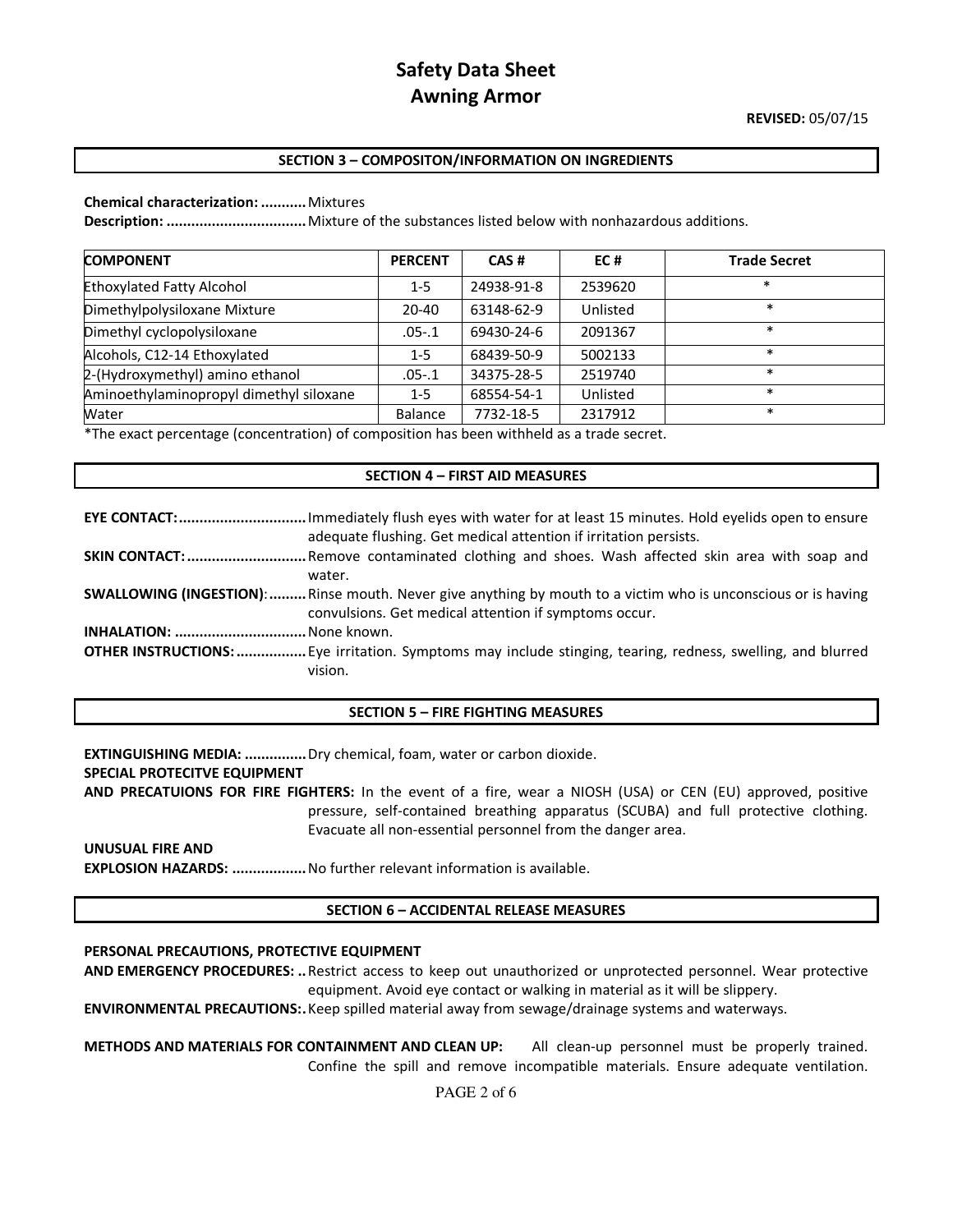# Safety Data Sheet
# Awning Armor

**REVISED:** 05/07/15

## SECTION 3 – COMPOSITON/INFORMATION ON INGREDIENTS

**Chemical characterization: ...........** Mixtures
**Description: .................................** Mixture of the substances listed below with nonhazardous additions.

| COMPONENT | PERCENT | CAS # | EC # | Trade Secret |
|---|---|---|---|---|
| Ethoxylated Fatty Alcohol | 1-5 | 24938-91-8 | 2539620 | * |
| Dimethylpolysiloxane Mixture | 20-40 | 63148-62-9 | Unlisted | * |
| Dimethyl cyclopolysiloxane | .05-.1 | 69430-24-6 | 2091367 | * |
| Alcohols, C12-14 Ethoxylated | 1-5 | 68439-50-9 | 5002133 | * |
| 2-(Hydroxymethyl) amino ethanol | .05-.1 | 34375-28-5 | 2519740 | * |
| Aminoethylaminopropyl dimethyl siloxane | 1-5 | 68554-54-1 | Unlisted | * |
| Water | Balance | 7732-18-5 | 2317912 | * |

*The exact percentage (concentration) of composition has been withheld as a trade secret.

## SECTION 4 – FIRST AID MEASURES

**EYE CONTACT: ..............................** Immediately flush eyes with water for at least 15 minutes. Hold eyelids open to ensure adequate flushing. Get medical attention if irritation persists.

**SKIN CONTACT: ............................** Remove contaminated clothing and shoes. Wash affected skin area with soap and water.

**SWALLOWING (INGESTION): .........** Rinse mouth. Never give anything by mouth to a victim who is unconscious or is having convulsions. Get medical attention if symptoms occur.

**INHALATION: ...............................** None known.

**OTHER INSTRUCTIONS: .................** Eye irritation. Symptoms may include stinging, tearing, redness, swelling, and blurred vision.

## SECTION 5 – FIRE FIGHTING MEASURES

**EXTINGUISHING MEDIA: ...............** Dry chemical, foam, water or carbon dioxide.

**SPECIAL PROTECITVE EQUIPMENT AND PRECATUIONS FOR FIRE FIGHTERS:** In the event of a fire, wear a NIOSH (USA) or CEN (EU) approved, positive pressure, self-contained breathing apparatus (SCUBA) and full protective clothing. Evacuate all non-essential personnel from the danger area.

**UNUSUAL FIRE AND EXPLOSION HAZARDS: ..................** No further relevant information is available.

## SECTION 6 – ACCIDENTAL RELEASE MEASURES

**PERSONAL PRECAUTIONS, PROTECTIVE EQUIPMENT AND EMERGENCY PROCEDURES: ..** Restrict access to keep out unauthorized or unprotected personnel. Wear protective equipment. Avoid eye contact or walking in material as it will be slippery.

**ENVIRONMENTAL PRECAUTIONS: .** Keep spilled material away from sewage/drainage systems and waterways.

**METHODS AND MATERIALS FOR CONTAINMENT AND CLEAN UP:** All clean-up personnel must be properly trained. Confine the spill and remove incompatible materials. Ensure adequate ventilation.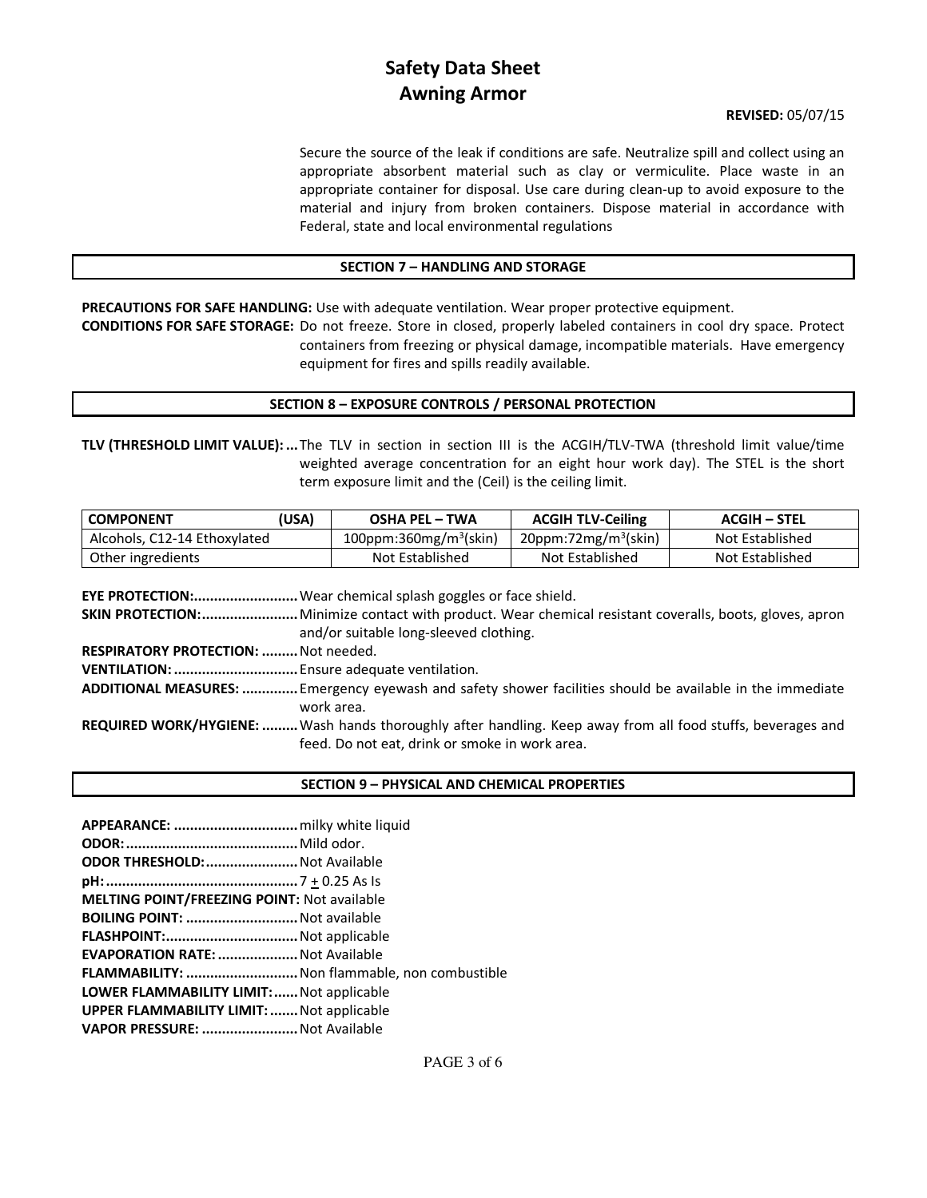# Safety Data Sheet
# Awning Armor

**REVISED:** 05/07/15

Secure the source of the leak if conditions are safe. Neutralize spill and collect using an appropriate absorbent material such as clay or vermiculite. Place waste in an appropriate container for disposal. Use care during clean-up to avoid exposure to the material and injury from broken containers. Dispose material in accordance with Federal, state and local environmental regulations

## SECTION 7 – HANDLING AND STORAGE

**PRECAUTIONS FOR SAFE HANDLING:** Use with adequate ventilation. Wear proper protective equipment.

**CONDITIONS FOR SAFE STORAGE:** Do not freeze. Store in closed, properly labeled containers in cool dry space. Protect containers from freezing or physical damage, incompatible materials. Have emergency equipment for fires and spills readily available.

## SECTION 8 – EXPOSURE CONTROLS / PERSONAL PROTECTION

**TLV (THRESHOLD LIMIT VALUE):...** The TLV in section in section III is the ACGIH/TLV-TWA (threshold limit value/time weighted average concentration for an eight hour work day). The STEL is the short term exposure limit and the (Ceil) is the ceiling limit.

| COMPONENT (USA) | OSHA PEL – TWA | ACGIH TLV-Ceiling | ACGIH – STEL |
|---|---|---|---|
| Alcohols, C12-14 Ethoxylated | 100ppm:360mg/$m^3$(skin) | 20ppm:72mg/$m^3$(skin) | Not Established |
| Other ingredients | Not Established | Not Established | Not Established |

**EYE PROTECTION:..........................** Wear chemical splash goggles or face shield.

**SKIN PROTECTION:........................** Minimize contact with product. Wear chemical resistant coveralls, boots, gloves, apron and/or suitable long-sleeved clothing.

**RESPIRATORY PROTECTION: .........** Not needed.

**VENTILATION: ..............................** Ensure adequate ventilation.

**ADDITIONAL MEASURES: .............** Emergency eyewash and safety shower facilities should be available in the immediate work area.

**REQUIRED WORK/HYGIENE: .........** Wash hands thoroughly after handling. Keep away from all food stuffs, beverages and feed. Do not eat, drink or smoke in work area.

## SECTION 9 – PHYSICAL AND CHEMICAL PROPERTIES

**APPEARANCE: ...............................** milky white liquid

**ODOR:...........................................** Mild odor.

**ODOR THRESHOLD:.......................** Not Available

**pH:................................................** 7 ± 0.25 As Is

**MELTING POINT/FREEZING POINT:** Not available

**BOILING POINT: ...........................** Not available

**FLASHPOINT:.................................** Not applicable

**EVAPORATION RATE: ....................** Not Available

**FLAMMABILITY: ...........................** Non flammable, non combustible

**LOWER FLAMMABILITY LIMIT:......** Not applicable

**UPPER FLAMMABILITY LIMIT:.......** Not applicable

**VAPOR PRESSURE: ........................** Not Available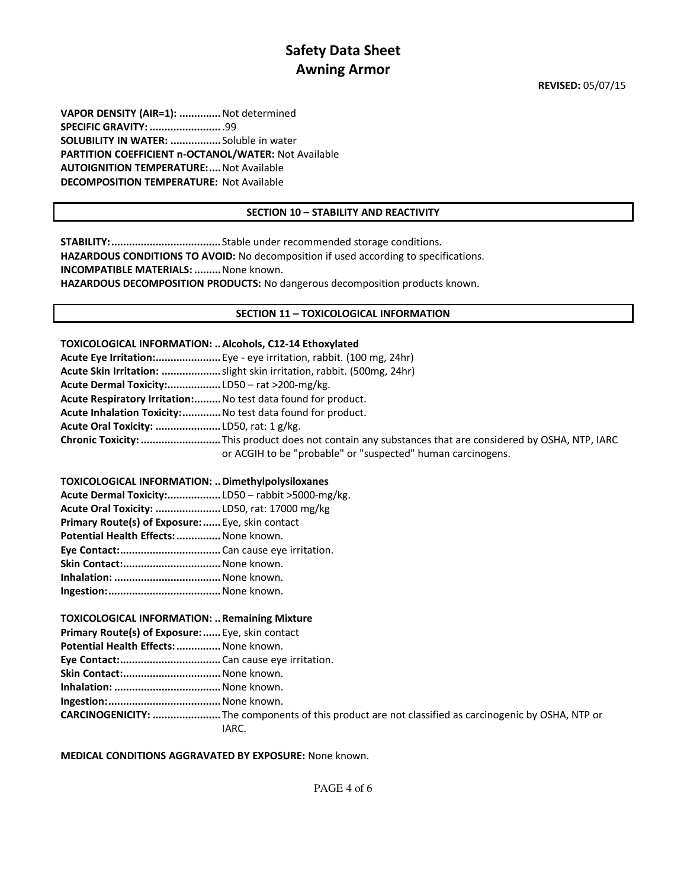**VAPOR DENSITY (AIR=1):** .............. Not determined
**SPECIFIC GRAVITY:** ........................ .99
**SOLUBILITY IN WATER:** ................. Soluble in water
**PARTITION COEFFICIENT n-OCTANOL/WATER:** Not Available
**AUTOIGNITION TEMPERATURE:**.... Not Available
**DECOMPOSITION TEMPERATURE:** Not Available

## SECTION 10 – STABILITY AND REACTIVITY

**STABILITY:**.................................... Stable under recommended storage conditions.
**HAZARDOUS CONDITIONS TO AVOID:** No decomposition if used according to specifications.
**INCOMPATIBLE MATERIALS:**......... None known.
**HAZARDOUS DECOMPOSITION PRODUCTS:** No dangerous decomposition products known.

## SECTION 11 – TOXICOLOGICAL INFORMATION

**TOXICOLOGICAL INFORMATION: .. Alcohols, C12-14 Ethoxylated**
**Acute Eye Irritation:**...................... Eye - eye irritation, rabbit. (100 mg, 24hr)
**Acute Skin Irritation:** .................... slight skin irritation, rabbit. (500mg, 24hr)
**Acute Dermal Toxicity:**.................. LD50 – rat >200-mg/kg.
**Acute Respiratory Irritation:**......... No test data found for product.
**Acute Inhalation Toxicity:**............. No test data found for product.
**Acute Oral Toxicity:** ...................... LD50, rat: 1 g/kg.
**Chronic Toxicity:**........................... This product does not contain any substances that are considered by OSHA, NTP, IARC or ACGIH to be "probable" or "suspected" human carcinogens.

**TOXICOLOGICAL INFORMATION: .. Dimethylpolysiloxanes**
**Acute Dermal Toxicity:**.................. LD50 – rabbit >5000-mg/kg.
**Acute Oral Toxicity:** ...................... LD50, rat: 17000 mg/kg
**Primary Route(s) of Exposure:**...... Eye, skin contact
**Potential Health Effects:**............... None known.
**Eye Contact:**.................................. Can cause eye irritation.
**Skin Contact:**................................ None known.
**Inhalation:** .................................... None known.
**Ingestion:**...................................... None known.

**TOXICOLOGICAL INFORMATION: .. Remaining Mixture**
**Primary Route(s) of Exposure:**...... Eye, skin contact
**Potential Health Effects:**............... None known.
**Eye Contact:**.................................. Can cause eye irritation.
**Skin Contact:**................................ None known.
**Inhalation:** .................................... None known.
**Ingestion:**...................................... None known.
**CARCINOGENICITY:** ....................... The components of this product are not classified as carcinogenic by OSHA, NTP or IARC.

**MEDICAL CONDITIONS AGGRAVATED BY EXPOSURE:** None known.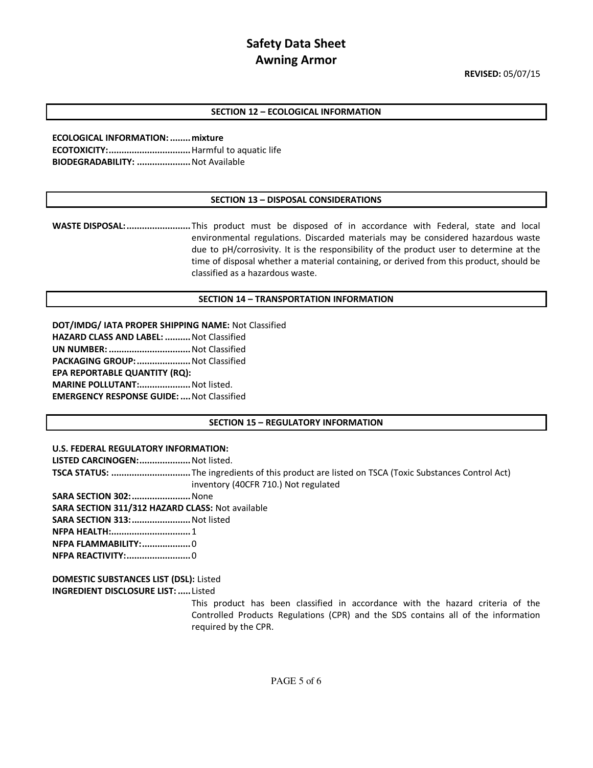# Safety Data Sheet
# Awning Armor

**REVISED:** 05/07/15

## SECTION 12 – ECOLOGICAL INFORMATION

**ECOLOGICAL INFORMATION:** ........ **mixture**
**ECOTOXICITY:** ................................ Harmful to aquatic life
**BIODEGRADABILITY:** ..................... Not Available

## SECTION 13 – DISPOSAL CONSIDERATIONS

**WASTE DISPOSAL:** ......................... This product must be disposed of in accordance with Federal, state and local environmental regulations. Discarded materials may be considered hazardous waste due to pH/corrosivity. It is the responsibility of the product user to determine at the time of disposal whether a material containing, or derived from this product, should be classified as a hazardous waste.

## SECTION 14 – TRANSPORTATION INFORMATION

**DOT/IMDG/ IATA PROPER SHIPPING NAME:** Not Classified
**HAZARD CLASS AND LABEL:** .......... Not Classified
**UN NUMBER:** ................................ Not Classified
**PACKAGING GROUP:** ..................... Not Classified
**EPA REPORTABLE QUANTITY (RQ):**
**MARINE POLLUTANT:** .................... Not listed.
**EMERGENCY RESPONSE GUIDE:** .... Not Classified

## SECTION 15 – REGULATORY INFORMATION

**U.S. FEDERAL REGULATORY INFORMATION:**
**LISTED CARCINOGEN:** .................... Not listed.
**TSCA STATUS:** ............................... The ingredients of this product are listed on TSCA (Toxic Substances Control Act) inventory (40CFR 710.) Not regulated
**SARA SECTION 302:** ....................... None
**SARA SECTION 311/312 HAZARD CLASS:** Not available
**SARA SECTION 313:** ....................... Not listed
**NFPA HEALTH:** .............................. 1
**NFPA FLAMMABILITY:** ................... 0
**NFPA REACTIVITY:** ......................... 0

**DOMESTIC SUBSTANCES LIST (DSL):** Listed
**INGREDIENT DISCLOSURE LIST:** ..... Listed

This product has been classified in accordance with the hazard criteria of the Controlled Products Regulations (CPR) and the SDS contains all of the information required by the CPR.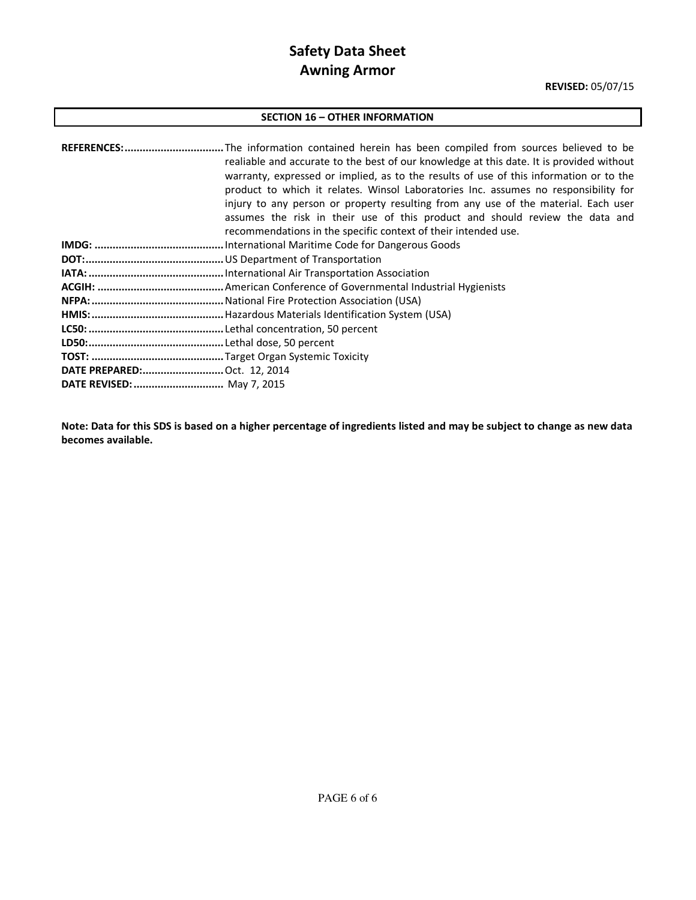# Safety Data Sheet
# Awning Armor

**REVISED:** 05/07/15

## SECTION 16 – OTHER INFORMATION

**REFERENCES:**................................. The information contained herein has been compiled from sources believed to be realiable and accurate to the best of our knowledge at this date. It is provided without warranty, expressed or implied, as to the results of use of this information or to the product to which it relates. Winsol Laboratories Inc. assumes no responsibility for injury to any person or property resulting from any use of the material. Each user assumes the risk in their use of this product and should review the data and recommendations in the specific context of their intended use.

**IMDG:** .......................................... International Maritime Code for Dangerous Goods

**DOT:**.............................................. US Department of Transportation

**IATA:** ............................................ International Air Transportation Association

**ACGIH:** .......................................... American Conference of Governmental Industrial Hygienists

**NFPA:**............................................ National Fire Protection Association (USA)

**HMIS:**............................................ Hazardous Materials Identification System (USA)

**LC50:**............................................ Lethal concentration, 50 percent

**LD50:**............................................. Lethal dose, 50 percent

**TOST:** ............................................ Target Organ Systemic Toxicity

**DATE PREPARED:**........................... Oct. 12, 2014

**DATE REVISED:**.............................. May 7, 2015

**Note: Data for this SDS is based on a higher percentage of ingredients listed and may be subject to change as new data becomes available.**